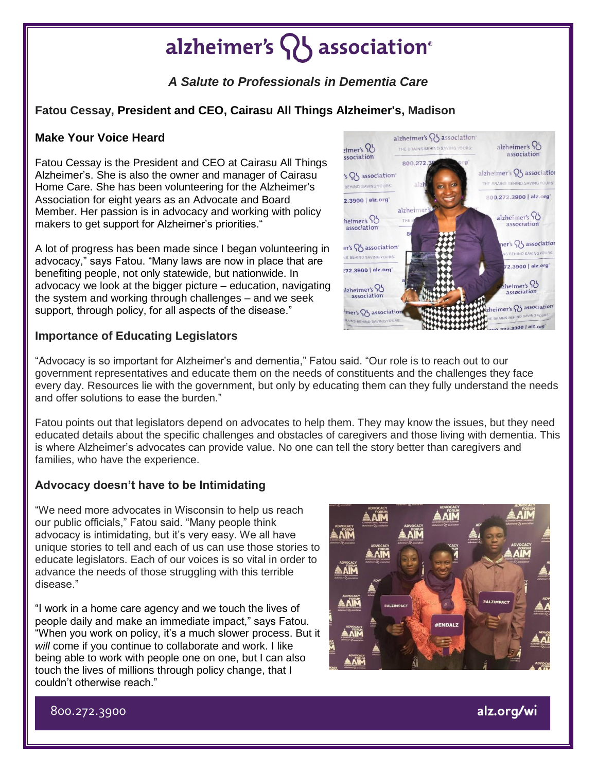# alzheimer's association®

### *A Salute to Professionals in Dementia Care*

**Fatou Cessay, President and CEO, Cairasu All Things Alzheimer's, Madison**

## Make Your Voice Heard

Fatou Cessay is the President and CEO at Cairasu All Things Alzheimer's. She is also the owner and manager of Cairasu Home Care. She has been volunteering for the Alzheimer's Association for eight years as an Advocate and Board Member. Her passion is in advocacy and working with policy makers to get support for Alzheimer's priorities."

A lot of progress has been made since I began volunteering in advocacy," says Fatou. "Many laws are now in place that are benefiting people, not only statewide, but nationwide. In advocacy we look at the bigger picture – education, navigating the system and working through challenges – and we seek support, through policy, for all aspects of the disease."

## Importance of Educating Legislators

"Advocacy is so important for Alzheimer's and dementia," Fatou said. "Our role is to reach out to our government representatives and educate them on the needs of constituents and the challenges they face every day. Resources lie with the government, but only by educating them can they fully understand the needs and offer solutions to ease the burden."

Fatou points out that legislators depend on advocates to help them. They may know the issues, but they need educated details about the specific challenges and obstacles of caregivers and those living with dementia. This is where Alzheimer's advocates can provide value. No one can tell the story better than caregivers and families, who have the experience.

## Advocacy doesn't have to be Intimidating

"We need more advocates in Wisconsin to help us reach our public officials," Fatou said. "Many people think advocacy is intimidating, but it's very easy. We all have unique stories to tell and each of us can use those stories to educate legislators. Each of our voices is so vital in order to advance the needs of those struggling with this terrible disease."

"I work in a home care agency and we touch the lives of people daily and make an immediate impact," says Fatou. "When you work on policy, it's a much slower process. But it *will* come if you continue to collaborate and work. I like being able to work with people one on one, but I can also touch the lives of millions through policy change, that I couldn't otherwise reach."

800.272.3900 alz.org/wi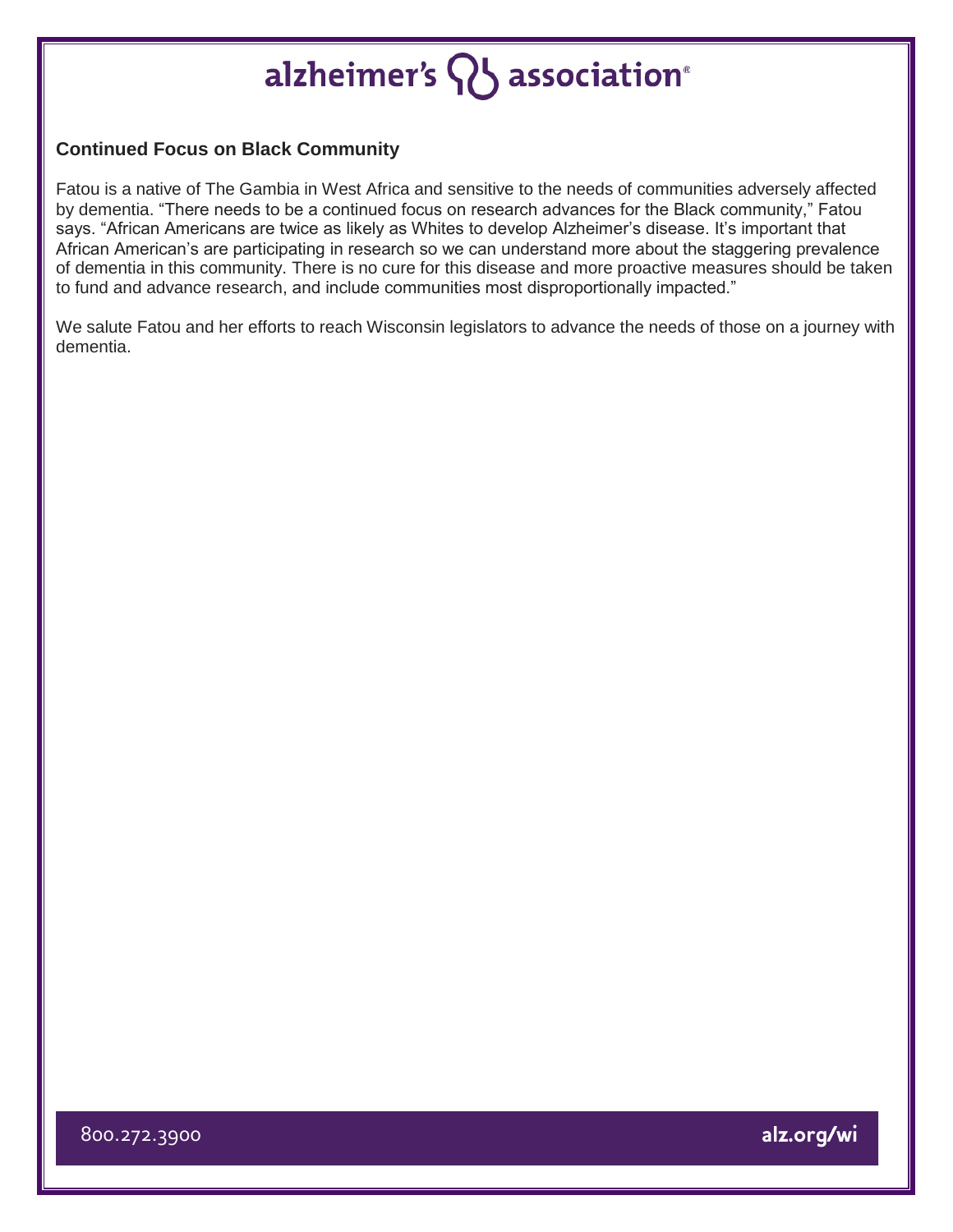## Continued Focus on Black Community

Fatou is a native of The Gambia in West Africa and sensitive to the needs of communities adversely affected by dementia. "There needs to be a continued focus on research advances for the Black community," Fatou says. "African Americans are twice as likely as Whites to develop Alzheimer's disease. It's important that African American's are participating in research so we can understand more about the staggering prevalence of dementia in this community. There is no cure for this disease and more proactive measures should be taken to fund and advance research, and include communities most disproportionally impacted."

We salute Fatou and her efforts to reach Wisconsin legislators to advance the needs of those on a journey with dementia.